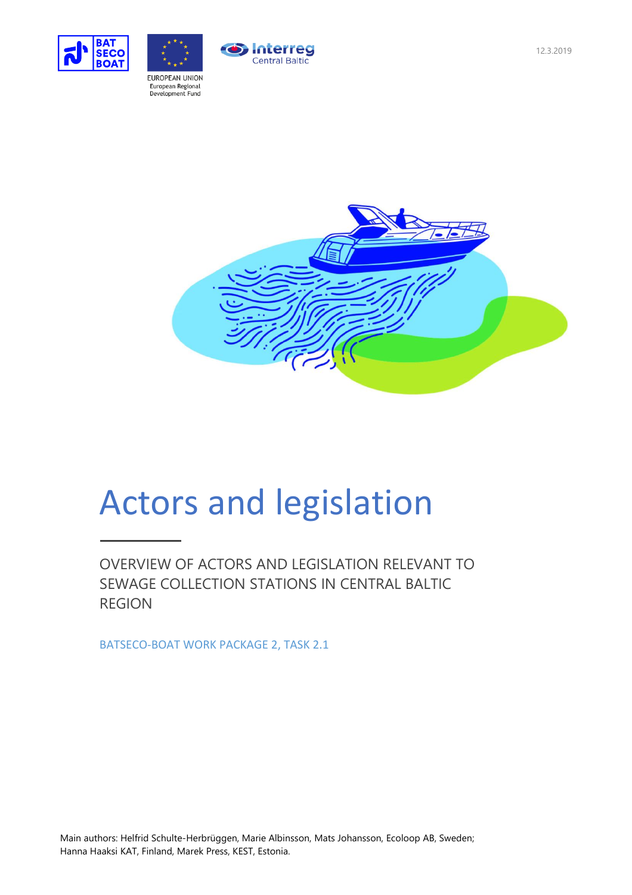12.3.2019

# Actors and legislation

## OVERVIEW OF ACTORS AND LEGISLATION RELEVANT TO SEWAGE COLLECTION STATIONS IN CENTRAL BALTIC REGION

BATSECO-BOAT WORK PACKAGE 2, TASK 2.1

Main authors: Helfrid Schulte-Herbrüggen, Marie Albinsson, Mats Johansson, Ecoloop AB, Sweden; Hanna Haaksi KAT, Finland, Marek Press, KEST, Estonia.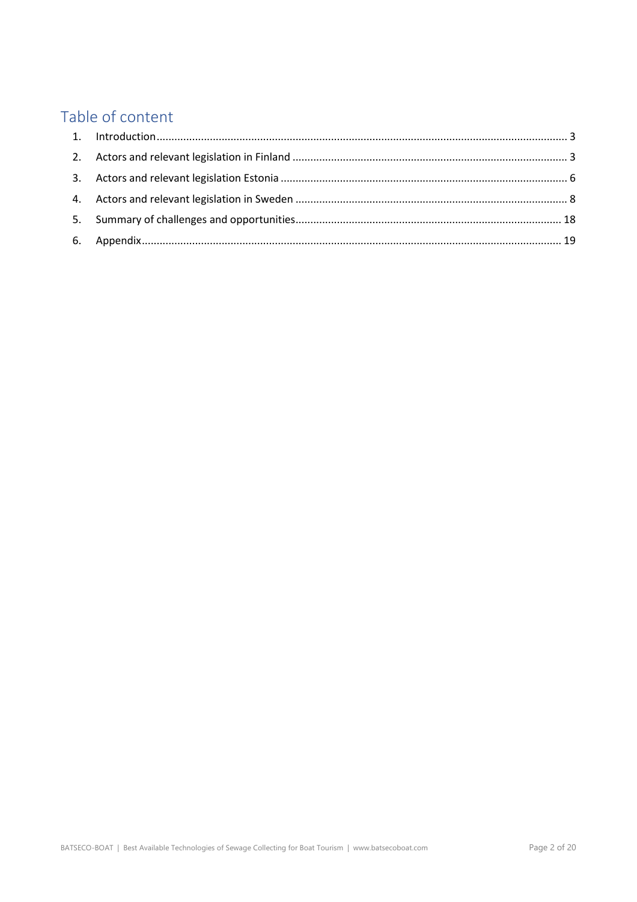# Table of content

1. Introduction ..... 3
2. Actors and relevant legislation in Finland ..... 3
3. Actors and relevant legislation Estonia ..... 6
4. Actors and relevant legislation in Sweden ..... 8
5. Summary of challenges and opportunities ..... 18
6. Appendix ..... 19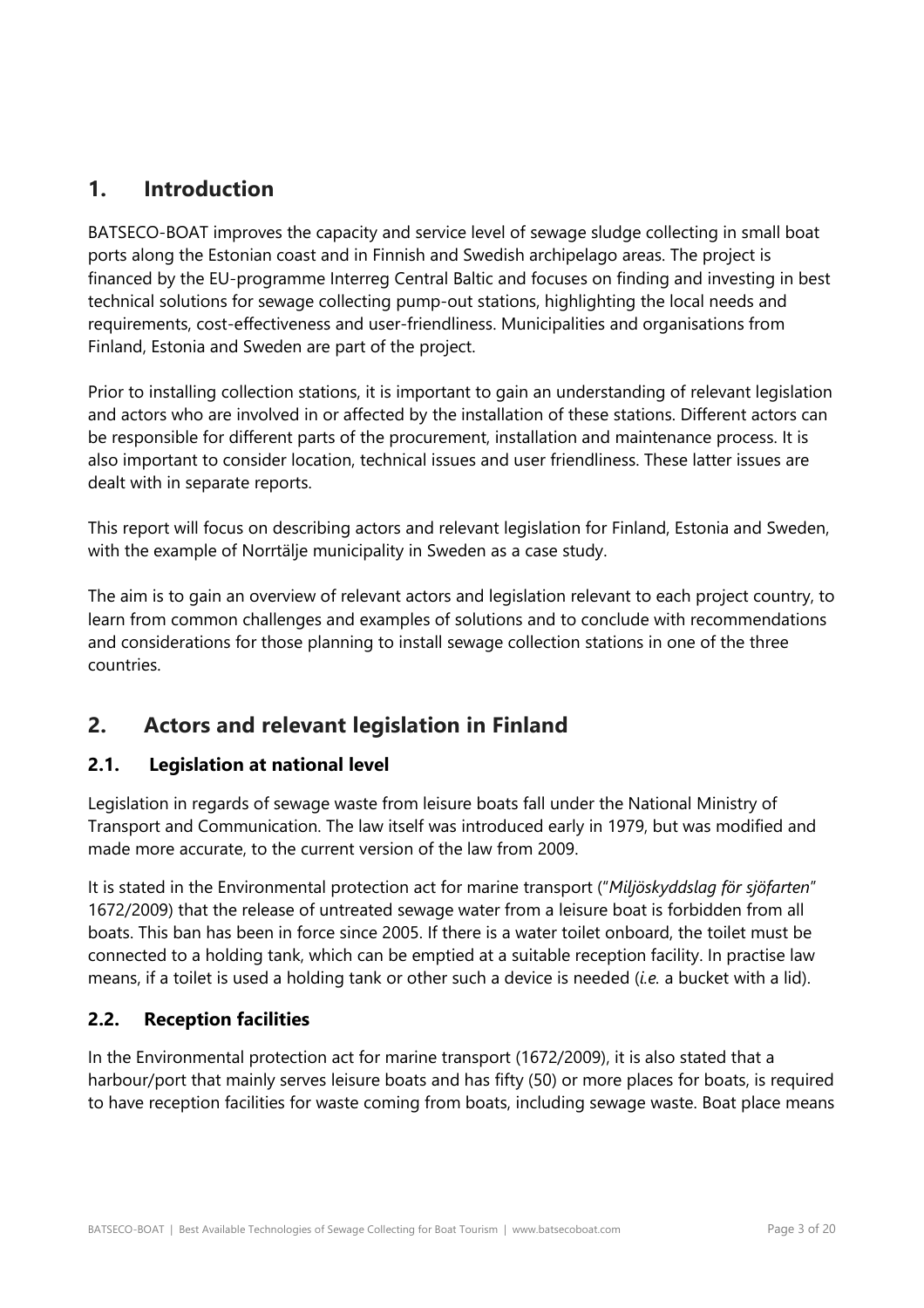## 1. Introduction

BATSECO-BOAT improves the capacity and service level of sewage sludge collecting in small boat ports along the Estonian coast and in Finnish and Swedish archipelago areas. The project is financed by the EU-programme Interreg Central Baltic and focuses on finding and investing in best technical solutions for sewage collecting pump-out stations, highlighting the local needs and requirements, cost-effectiveness and user-friendliness. Municipalities and organisations from Finland, Estonia and Sweden are part of the project.

Prior to installing collection stations, it is important to gain an understanding of relevant legislation and actors who are involved in or affected by the installation of these stations. Different actors can be responsible for different parts of the procurement, installation and maintenance process. It is also important to consider location, technical issues and user friendliness. These latter issues are dealt with in separate reports.

This report will focus on describing actors and relevant legislation for Finland, Estonia and Sweden, with the example of Norrtälje municipality in Sweden as a case study.

The aim is to gain an overview of relevant actors and legislation relevant to each project country, to learn from common challenges and examples of solutions and to conclude with recommendations and considerations for those planning to install sewage collection stations in one of the three countries.

## 2. Actors and relevant legislation in Finland

### 2.1. Legislation at national level

Legislation in regards of sewage waste from leisure boats fall under the National Ministry of Transport and Communication. The law itself was introduced early in 1979, but was modified and made more accurate, to the current version of the law from 2009.

It is stated in the Environmental protection act for marine transport ("*Miljöskyddslag för sjöfarten*" 1672/2009) that the release of untreated sewage water from a leisure boat is forbidden from all boats. This ban has been in force since 2005. If there is a water toilet onboard, the toilet must be connected to a holding tank, which can be emptied at a suitable reception facility. In practise law means, if a toilet is used a holding tank or other such a device is needed (*i.e.* a bucket with a lid).

### 2.2. Reception facilities

In the Environmental protection act for marine transport (1672/2009), it is also stated that a harbour/port that mainly serves leisure boats and has fifty (50) or more places for boats, is required to have reception facilities for waste coming from boats, including sewage waste. Boat place means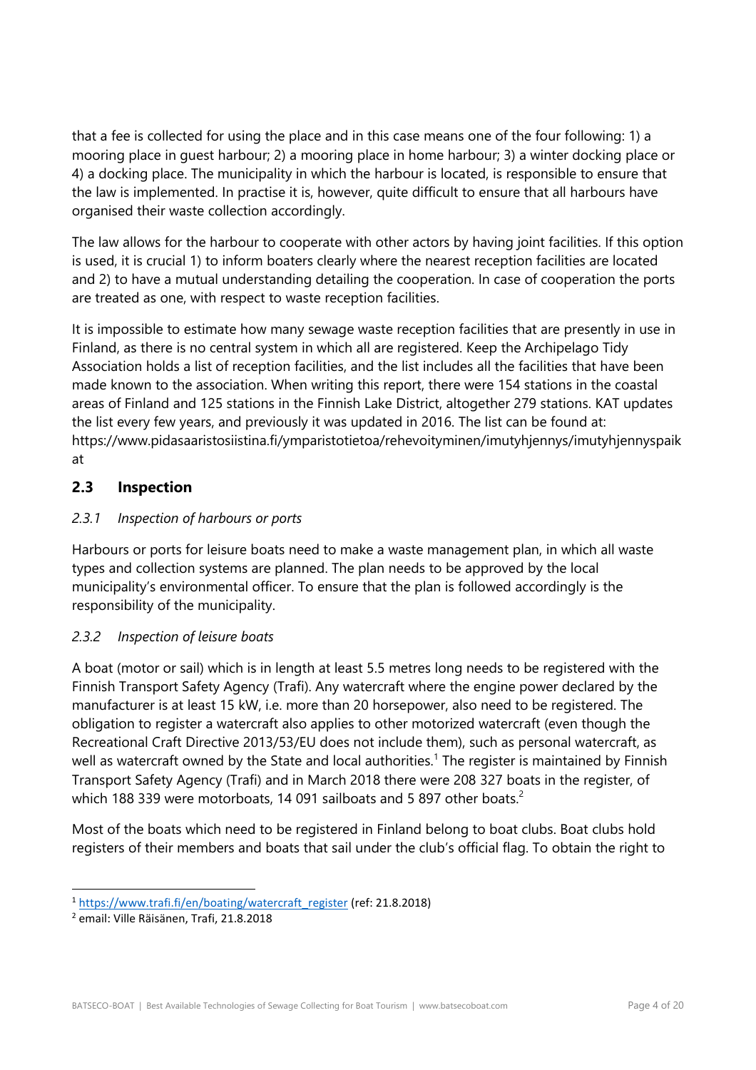that a fee is collected for using the place and in this case means one of the four following: 1) a mooring place in guest harbour; 2) a mooring place in home harbour; 3) a winter docking place or 4) a docking place. The municipality in which the harbour is located, is responsible to ensure that the law is implemented. In practise it is, however, quite difficult to ensure that all harbours have organised their waste collection accordingly.

The law allows for the harbour to cooperate with other actors by having joint facilities. If this option is used, it is crucial 1) to inform boaters clearly where the nearest reception facilities are located and 2) to have a mutual understanding detailing the cooperation. In case of cooperation the ports are treated as one, with respect to waste reception facilities.

It is impossible to estimate how many sewage waste reception facilities that are presently in use in Finland, as there is no central system in which all are registered. Keep the Archipelago Tidy Association holds a list of reception facilities, and the list includes all the facilities that have been made known to the association. When writing this report, there were 154 stations in the coastal areas of Finland and 125 stations in the Finnish Lake District, altogether 279 stations. KAT updates the list every few years, and previously it was updated in 2016. The list can be found at: https://www.pidasaaristosiistina.fi/ymparistotietoa/rehevoityminen/imutyhjennys/imutyhjennyspaikat

## 2.3 Inspection

### *2.3.1 Inspection of harbours or ports*

Harbours or ports for leisure boats need to make a waste management plan, in which all waste types and collection systems are planned. The plan needs to be approved by the local municipality's environmental officer. To ensure that the plan is followed accordingly is the responsibility of the municipality.

### *2.3.2 Inspection of leisure boats*

A boat (motor or sail) which is in length at least 5.5 metres long needs to be registered with the Finnish Transport Safety Agency (Trafi). Any watercraft where the engine power declared by the manufacturer is at least 15 kW, i.e. more than 20 horsepower, also need to be registered. The obligation to register a watercraft also applies to other motorized watercraft (even though the Recreational Craft Directive 2013/53/EU does not include them), such as personal watercraft, as well as watercraft owned by the State and local authorities.[1] The register is maintained by Finnish Transport Safety Agency (Trafi) and in March 2018 there were 208 327 boats in the register, of which 188 339 were motorboats, 14 091 sailboats and 5 897 other boats.[2]

Most of the boats which need to be registered in Finland belong to boat clubs. Boat clubs hold registers of their members and boats that sail under the club's official flag. To obtain the right to

---

[1] https://www.trafi.fi/en/boating/watercraft_register (ref: 21.8.2018)

[2] email: Ville Räisänen, Trafi, 21.8.2018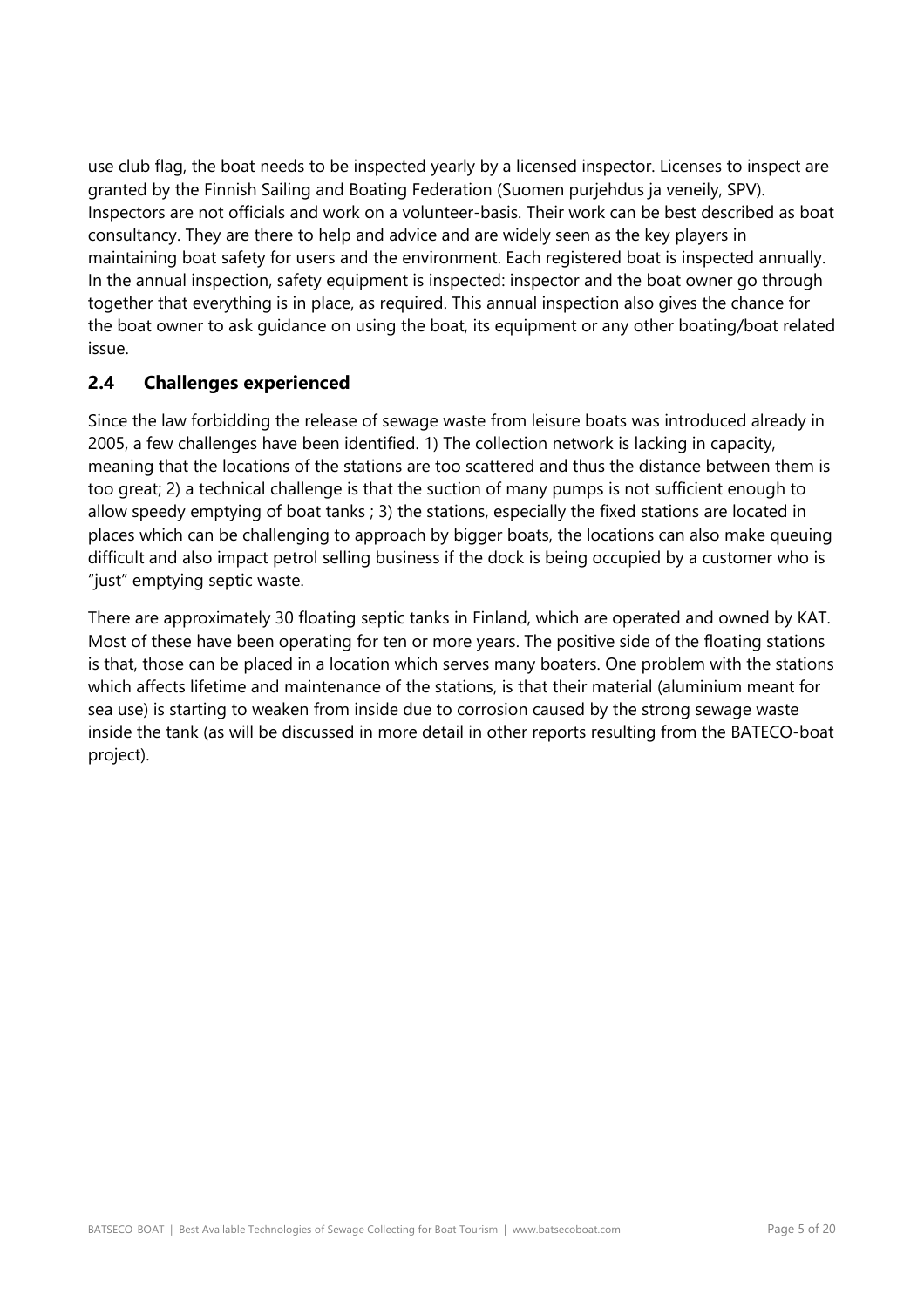use club flag, the boat needs to be inspected yearly by a licensed inspector. Licenses to inspect are granted by the Finnish Sailing and Boating Federation (Suomen purjehdus ja veneily, SPV). Inspectors are not officials and work on a volunteer-basis. Their work can be best described as boat consultancy. They are there to help and advice and are widely seen as the key players in maintaining boat safety for users and the environment. Each registered boat is inspected annually. In the annual inspection, safety equipment is inspected: inspector and the boat owner go through together that everything is in place, as required. This annual inspection also gives the chance for the boat owner to ask guidance on using the boat, its equipment or any other boating/boat related issue.

## 2.4 Challenges experienced

Since the law forbidding the release of sewage waste from leisure boats was introduced already in 2005, a few challenges have been identified. 1) The collection network is lacking in capacity, meaning that the locations of the stations are too scattered and thus the distance between them is too great; 2) a technical challenge is that the suction of many pumps is not sufficient enough to allow speedy emptying of boat tanks ; 3) the stations, especially the fixed stations are located in places which can be challenging to approach by bigger boats, the locations can also make queuing difficult and also impact petrol selling business if the dock is being occupied by a customer who is "just" emptying septic waste.

There are approximately 30 floating septic tanks in Finland, which are operated and owned by KAT. Most of these have been operating for ten or more years. The positive side of the floating stations is that, those can be placed in a location which serves many boaters. One problem with the stations which affects lifetime and maintenance of the stations, is that their material (aluminium meant for sea use) is starting to weaken from inside due to corrosion caused by the strong sewage waste inside the tank (as will be discussed in more detail in other reports resulting from the BATECO-boat project).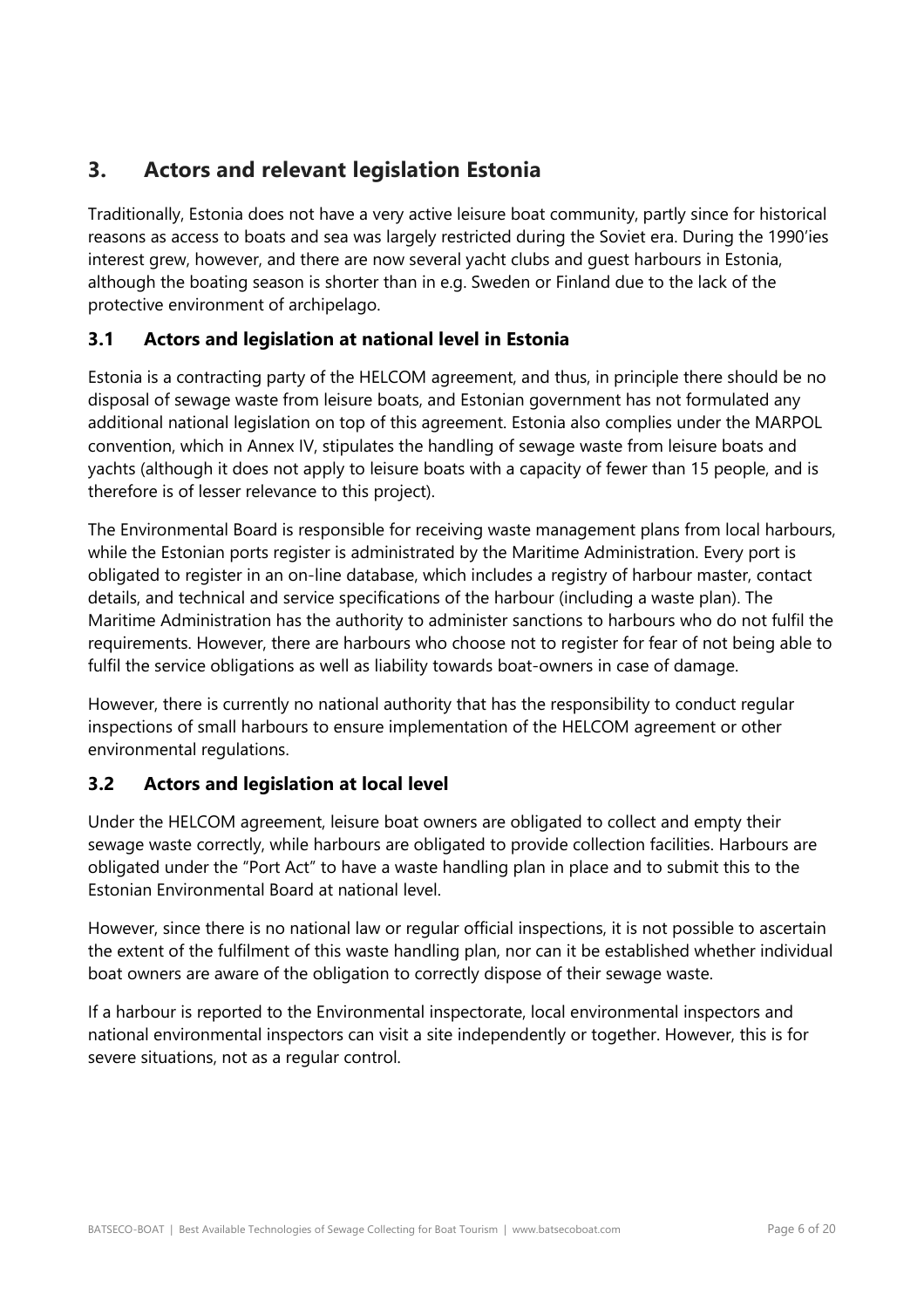## 3. Actors and relevant legislation Estonia

Traditionally, Estonia does not have a very active leisure boat community, partly since for historical reasons as access to boats and sea was largely restricted during the Soviet era. During the 1990'ies interest grew, however, and there are now several yacht clubs and guest harbours in Estonia, although the boating season is shorter than in e.g. Sweden or Finland due to the lack of the protective environment of archipelago.

### 3.1 Actors and legislation at national level in Estonia

Estonia is a contracting party of the HELCOM agreement, and thus, in principle there should be no disposal of sewage waste from leisure boats, and Estonian government has not formulated any additional national legislation on top of this agreement. Estonia also complies under the MARPOL convention, which in Annex IV, stipulates the handling of sewage waste from leisure boats and yachts (although it does not apply to leisure boats with a capacity of fewer than 15 people, and is therefore is of lesser relevance to this project).

The Environmental Board is responsible for receiving waste management plans from local harbours, while the Estonian ports register is administrated by the Maritime Administration. Every port is obligated to register in an on-line database, which includes a registry of harbour master, contact details, and technical and service specifications of the harbour (including a waste plan). The Maritime Administration has the authority to administer sanctions to harbours who do not fulfil the requirements. However, there are harbours who choose not to register for fear of not being able to fulfil the service obligations as well as liability towards boat-owners in case of damage.

However, there is currently no national authority that has the responsibility to conduct regular inspections of small harbours to ensure implementation of the HELCOM agreement or other environmental regulations.

### 3.2 Actors and legislation at local level

Under the HELCOM agreement, leisure boat owners are obligated to collect and empty their sewage waste correctly, while harbours are obligated to provide collection facilities. Harbours are obligated under the "Port Act" to have a waste handling plan in place and to submit this to the Estonian Environmental Board at national level.

However, since there is no national law or regular official inspections, it is not possible to ascertain the extent of the fulfilment of this waste handling plan, nor can it be established whether individual boat owners are aware of the obligation to correctly dispose of their sewage waste.

If a harbour is reported to the Environmental inspectorate, local environmental inspectors and national environmental inspectors can visit a site independently or together. However, this is for severe situations, not as a regular control.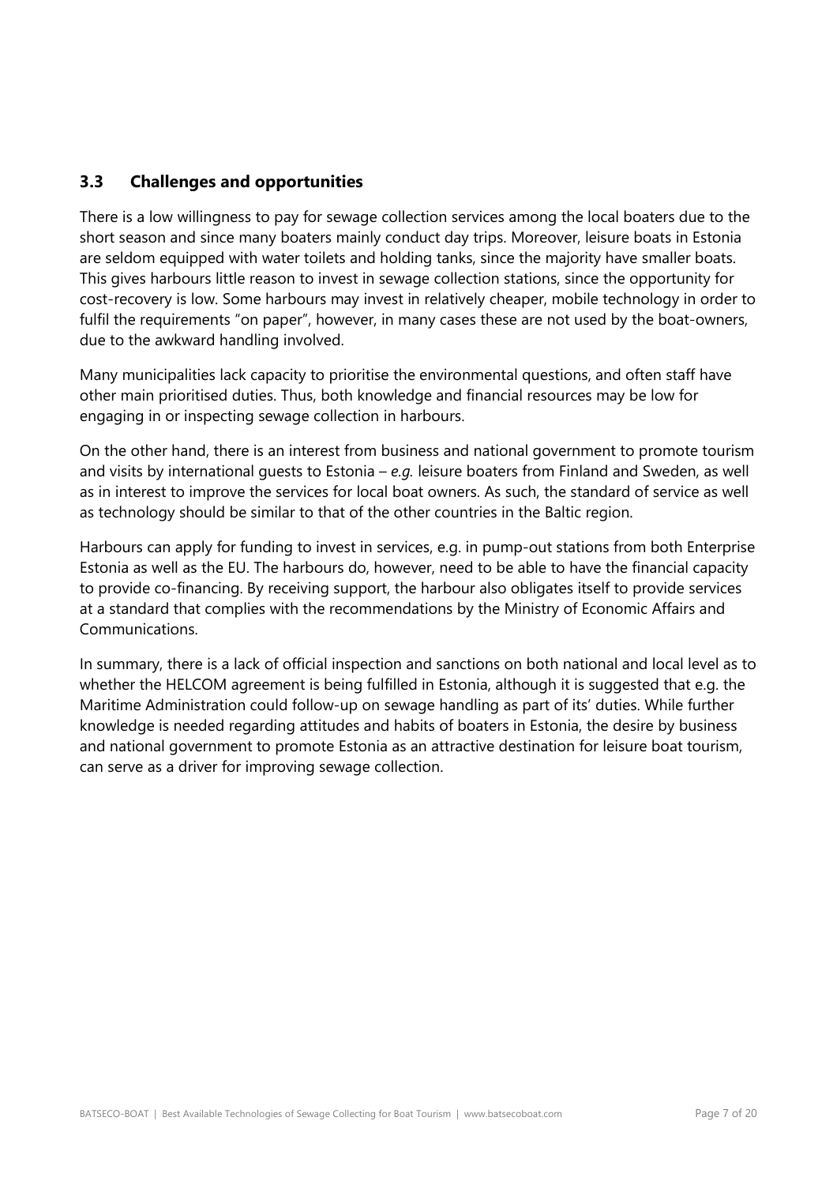### 3.3 Challenges and opportunities

There is a low willingness to pay for sewage collection services among the local boaters due to the short season and since many boaters mainly conduct day trips. Moreover, leisure boats in Estonia are seldom equipped with water toilets and holding tanks, since the majority have smaller boats. This gives harbours little reason to invest in sewage collection stations, since the opportunity for cost-recovery is low. Some harbours may invest in relatively cheaper, mobile technology in order to fulfil the requirements "on paper", however, in many cases these are not used by the boat-owners, due to the awkward handling involved.

Many municipalities lack capacity to prioritise the environmental questions, and often staff have other main prioritised duties. Thus, both knowledge and financial resources may be low for engaging in or inspecting sewage collection in harbours.

On the other hand, there is an interest from business and national government to promote tourism and visits by international guests to Estonia – *e.g.* leisure boaters from Finland and Sweden, as well as in interest to improve the services for local boat owners. As such, the standard of service as well as technology should be similar to that of the other countries in the Baltic region.

Harbours can apply for funding to invest in services, e.g. in pump-out stations from both Enterprise Estonia as well as the EU. The harbours do, however, need to be able to have the financial capacity to provide co-financing. By receiving support, the harbour also obligates itself to provide services at a standard that complies with the recommendations by the Ministry of Economic Affairs and Communications.

In summary, there is a lack of official inspection and sanctions on both national and local level as to whether the HELCOM agreement is being fulfilled in Estonia, although it is suggested that e.g. the Maritime Administration could follow-up on sewage handling as part of its' duties. While further knowledge is needed regarding attitudes and habits of boaters in Estonia, the desire by business and national government to promote Estonia as an attractive destination for leisure boat tourism, can serve as a driver for improving sewage collection.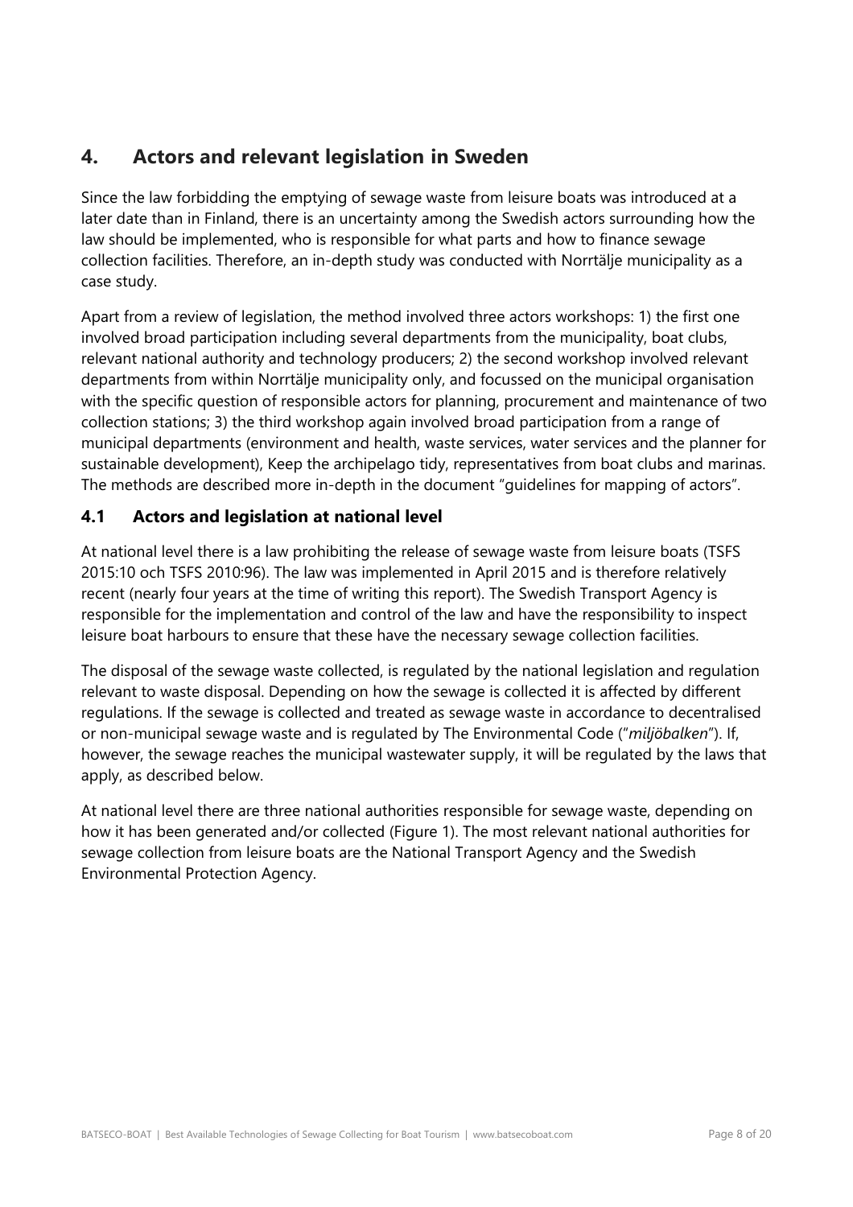## 4. Actors and relevant legislation in Sweden

Since the law forbidding the emptying of sewage waste from leisure boats was introduced at a later date than in Finland, there is an uncertainty among the Swedish actors surrounding how the law should be implemented, who is responsible for what parts and how to finance sewage collection facilities. Therefore, an in-depth study was conducted with Norrtälje municipality as a case study.

Apart from a review of legislation, the method involved three actors workshops: 1) the first one involved broad participation including several departments from the municipality, boat clubs, relevant national authority and technology producers; 2) the second workshop involved relevant departments from within Norrtälje municipality only, and focussed on the municipal organisation with the specific question of responsible actors for planning, procurement and maintenance of two collection stations; 3) the third workshop again involved broad participation from a range of municipal departments (environment and health, waste services, water services and the planner for sustainable development), Keep the archipelago tidy, representatives from boat clubs and marinas. The methods are described more in-depth in the document "guidelines for mapping of actors".

### 4.1 Actors and legislation at national level

At national level there is a law prohibiting the release of sewage waste from leisure boats (TSFS 2015:10 och TSFS 2010:96). The law was implemented in April 2015 and is therefore relatively recent (nearly four years at the time of writing this report). The Swedish Transport Agency is responsible for the implementation and control of the law and have the responsibility to inspect leisure boat harbours to ensure that these have the necessary sewage collection facilities.

The disposal of the sewage waste collected, is regulated by the national legislation and regulation relevant to waste disposal. Depending on how the sewage is collected it is affected by different regulations. If the sewage is collected and treated as sewage waste in accordance to decentralised or non-municipal sewage waste and is regulated by The Environmental Code ("*miljöbalken*"). If, however, the sewage reaches the municipal wastewater supply, it will be regulated by the laws that apply, as described below.

At national level there are three national authorities responsible for sewage waste, depending on how it has been generated and/or collected (Figure 1). The most relevant national authorities for sewage collection from leisure boats are the National Transport Agency and the Swedish Environmental Protection Agency.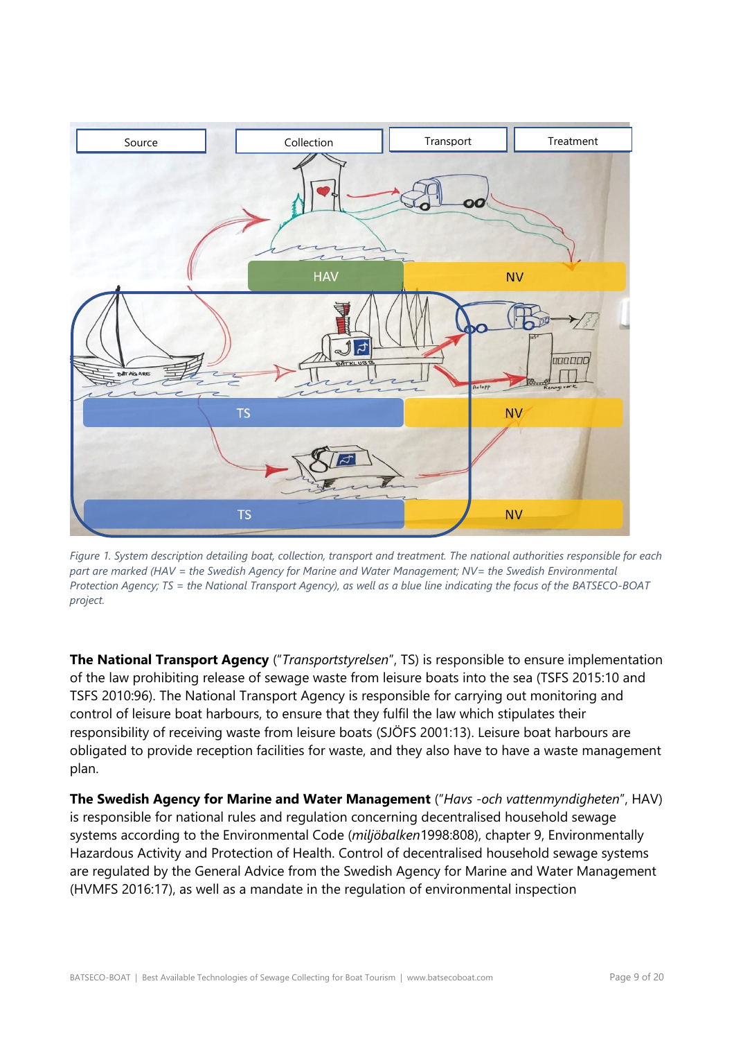*Figure 1. System description detailing boat, collection, transport and treatment. The national authorities responsible for each part are marked (HAV = the Swedish Agency for Marine and Water Management; NV= the Swedish Environmental Protection Agency; TS = the National Transport Agency), as well as a blue line indicating the focus of the BATSECO-BOAT project.*

**The National Transport Agency** ("*Transportstyrelsen*", TS) is responsible to ensure implementation of the law prohibiting release of sewage waste from leisure boats into the sea (TSFS 2015:10 and TSFS 2010:96). The National Transport Agency is responsible for carrying out monitoring and control of leisure boat harbours, to ensure that they fulfil the law which stipulates their responsibility of receiving waste from leisure boats (SJÖFS 2001:13). Leisure boat harbours are obligated to provide reception facilities for waste, and they also have to have a waste management plan.

**The Swedish Agency for Marine and Water Management** ("*Havs -och vattenmyndigheten*", HAV) is responsible for national rules and regulation concerning decentralised household sewage systems according to the Environmental Code (*miljöbalken*1998:808), chapter 9, Environmentally Hazardous Activity and Protection of Health. Control of decentralised household sewage systems are regulated by the General Advice from the Swedish Agency for Marine and Water Management (HVMFS 2016:17), as well as a mandate in the regulation of environmental inspection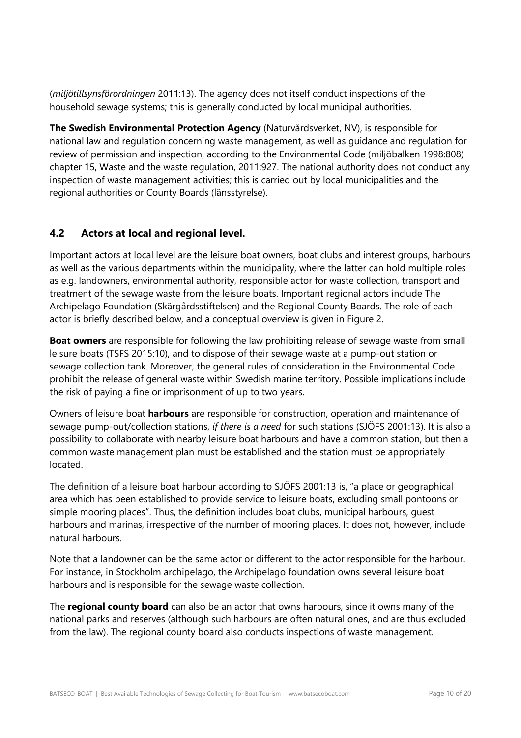(*miljötillsynsförordningen* 2011:13). The agency does not itself conduct inspections of the household sewage systems; this is generally conducted by local municipal authorities.

**The Swedish Environmental Protection Agency** (Naturvårdsverket, NV), is responsible for national law and regulation concerning waste management, as well as guidance and regulation for review of permission and inspection, according to the Environmental Code (miljöbalken 1998:808) chapter 15, Waste and the waste regulation, 2011:927. The national authority does not conduct any inspection of waste management activities; this is carried out by local municipalities and the regional authorities or County Boards (länsstyrelse).

## 4.2 Actors at local and regional level.

Important actors at local level are the leisure boat owners, boat clubs and interest groups, harbours as well as the various departments within the municipality, where the latter can hold multiple roles as e.g. landowners, environmental authority, responsible actor for waste collection, transport and treatment of the sewage waste from the leisure boats. Important regional actors include The Archipelago Foundation (Skärgårdsstiftelsen) and the Regional County Boards. The role of each actor is briefly described below, and a conceptual overview is given in Figure 2.

**Boat owners** are responsible for following the law prohibiting release of sewage waste from small leisure boats (TSFS 2015:10), and to dispose of their sewage waste at a pump-out station or sewage collection tank. Moreover, the general rules of consideration in the Environmental Code prohibit the release of general waste within Swedish marine territory. Possible implications include the risk of paying a fine or imprisonment of up to two years.

Owners of leisure boat **harbours** are responsible for construction, operation and maintenance of sewage pump-out/collection stations, *if there is a need* for such stations (SJÖFS 2001:13). It is also a possibility to collaborate with nearby leisure boat harbours and have a common station, but then a common waste management plan must be established and the station must be appropriately located.

The definition of a leisure boat harbour according to SJÖFS 2001:13 is, "a place or geographical area which has been established to provide service to leisure boats, excluding small pontoons or simple mooring places". Thus, the definition includes boat clubs, municipal harbours, guest harbours and marinas, irrespective of the number of mooring places. It does not, however, include natural harbours.

Note that a landowner can be the same actor or different to the actor responsible for the harbour. For instance, in Stockholm archipelago, the Archipelago foundation owns several leisure boat harbours and is responsible for the sewage waste collection.

The **regional county board** can also be an actor that owns harbours, since it owns many of the national parks and reserves (although such harbours are often natural ones, and are thus excluded from the law). The regional county board also conducts inspections of waste management.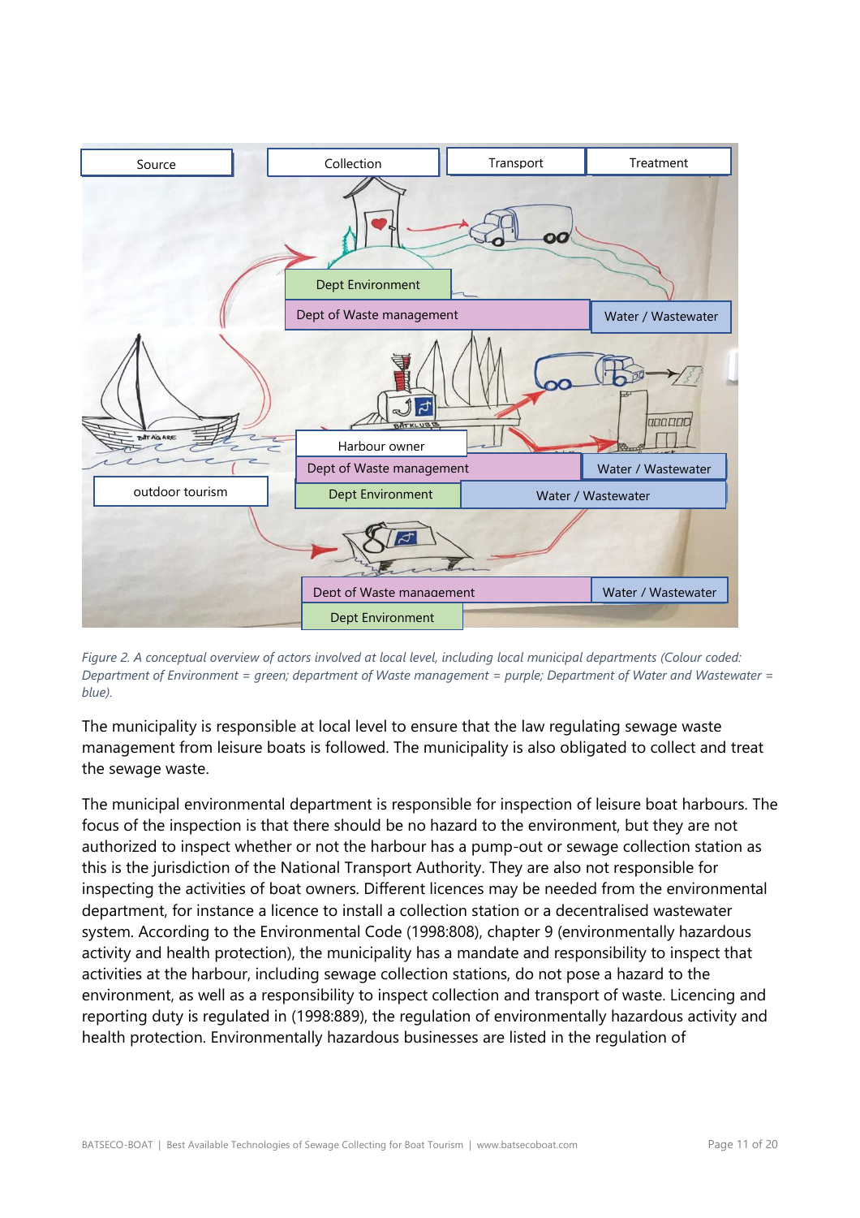Source | Collection | Transport | Treatment

Dept Environment

Dept of Waste management

Water / Wastewater

Harbour owner

Dept of Waste management

Water / Wastewater

outdoor tourism

Dept Environment

Water / Wastewater

Dept of Waste management

Water / Wastewater

Dept Environment

*Figure 2. A conceptual overview of actors involved at local level, including local municipal departments (Colour coded: Department of Environment = green; department of Waste management = purple; Department of Water and Wastewater = blue).*

The municipality is responsible at local level to ensure that the law regulating sewage waste management from leisure boats is followed. The municipality is also obligated to collect and treat the sewage waste.

The municipal environmental department is responsible for inspection of leisure boat harbours. The focus of the inspection is that there should be no hazard to the environment, but they are not authorized to inspect whether or not the harbour has a pump-out or sewage collection station as this is the jurisdiction of the National Transport Authority. They are also not responsible for inspecting the activities of boat owners. Different licences may be needed from the environmental department, for instance a licence to install a collection station or a decentralised wastewater system. According to the Environmental Code (1998:808), chapter 9 (environmentally hazardous activity and health protection), the municipality has a mandate and responsibility to inspect that activities at the harbour, including sewage collection stations, do not pose a hazard to the environment, as well as a responsibility to inspect collection and transport of waste. Licencing and reporting duty is regulated in (1998:889), the regulation of environmentally hazardous activity and health protection. Environmentally hazardous businesses are listed in the regulation of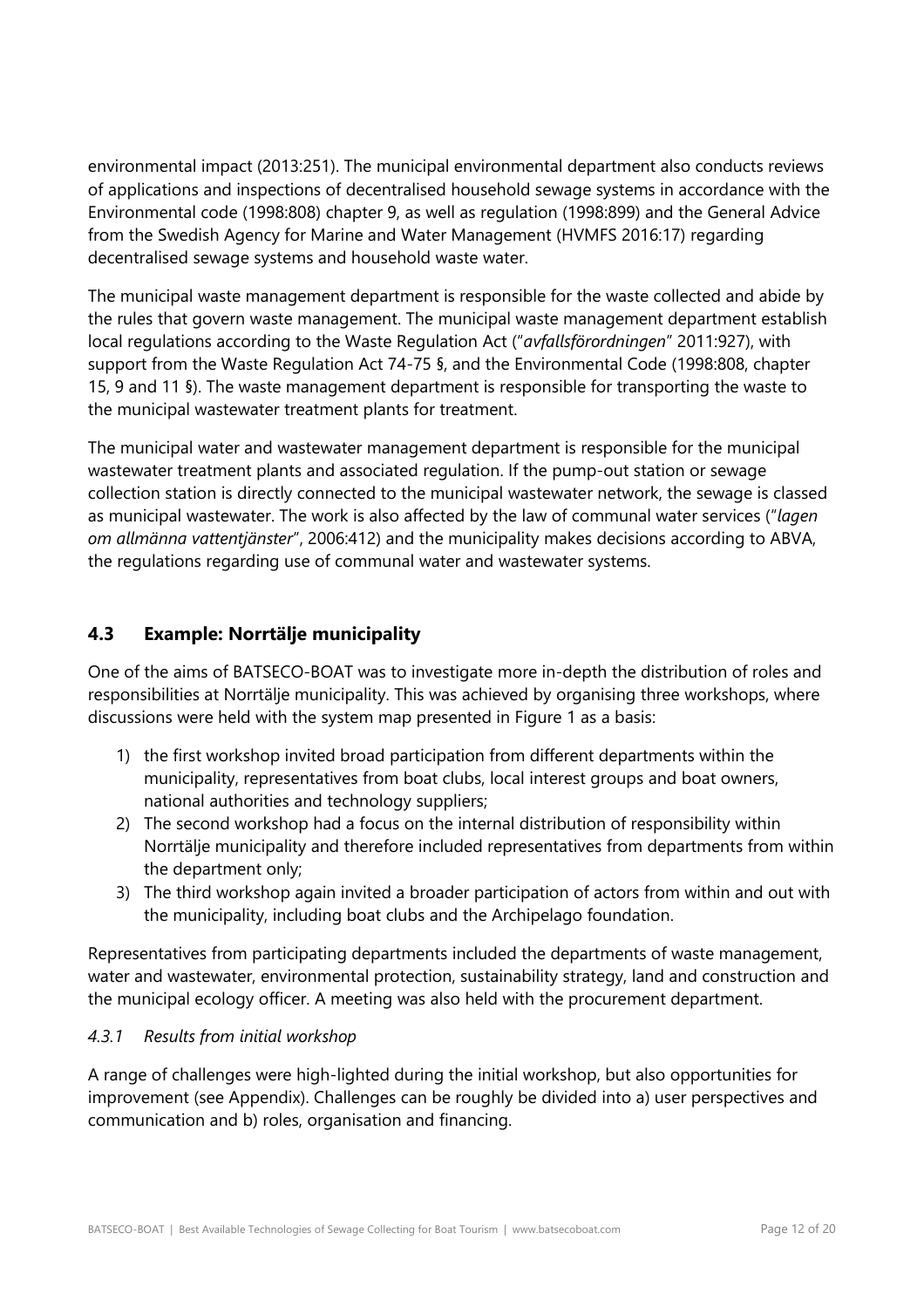environmental impact (2013:251). The municipal environmental department also conducts reviews of applications and inspections of decentralised household sewage systems in accordance with the Environmental code (1998:808) chapter 9, as well as regulation (1998:899) and the General Advice from the Swedish Agency for Marine and Water Management (HVMFS 2016:17) regarding decentralised sewage systems and household waste water.

The municipal waste management department is responsible for the waste collected and abide by the rules that govern waste management. The municipal waste management department establish local regulations according to the Waste Regulation Act ("*avfallsförordningen*" 2011:927), with support from the Waste Regulation Act 74-75 §, and the Environmental Code (1998:808, chapter 15, 9 and 11 §). The waste management department is responsible for transporting the waste to the municipal wastewater treatment plants for treatment.

The municipal water and wastewater management department is responsible for the municipal wastewater treatment plants and associated regulation. If the pump-out station or sewage collection station is directly connected to the municipal wastewater network, the sewage is classed as municipal wastewater. The work is also affected by the law of communal water services ("*lagen om allmänna vattentjänster*", 2006:412) and the municipality makes decisions according to ABVA, the regulations regarding use of communal water and wastewater systems.

## 4.3 Example: Norrtälje municipality

One of the aims of BATSECO-BOAT was to investigate more in-depth the distribution of roles and responsibilities at Norrtälje municipality. This was achieved by organising three workshops, where discussions were held with the system map presented in Figure 1 as a basis:

1) the first workshop invited broad participation from different departments within the municipality, representatives from boat clubs, local interest groups and boat owners, national authorities and technology suppliers;
2) The second workshop had a focus on the internal distribution of responsibility within Norrtälje municipality and therefore included representatives from departments from within the department only;
3) The third workshop again invited a broader participation of actors from within and out with the municipality, including boat clubs and the Archipelago foundation.

Representatives from participating departments included the departments of waste management, water and wastewater, environmental protection, sustainability strategy, land and construction and the municipal ecology officer. A meeting was also held with the procurement department.

### *4.3.1 Results from initial workshop*

A range of challenges were high-lighted during the initial workshop, but also opportunities for improvement (see Appendix). Challenges can be roughly be divided into a) user perspectives and communication and b) roles, organisation and financing.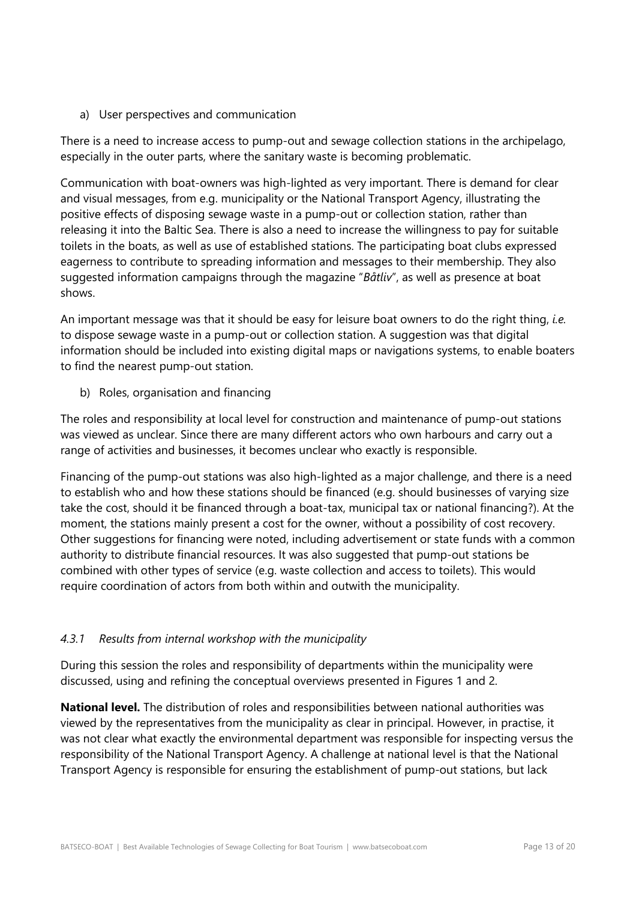a) User perspectives and communication

There is a need to increase access to pump-out and sewage collection stations in the archipelago, especially in the outer parts, where the sanitary waste is becoming problematic.

Communication with boat-owners was high-lighted as very important. There is demand for clear and visual messages, from e.g. municipality or the National Transport Agency, illustrating the positive effects of disposing sewage waste in a pump-out or collection station, rather than releasing it into the Baltic Sea. There is also a need to increase the willingness to pay for suitable toilets in the boats, as well as use of established stations. The participating boat clubs expressed eagerness to contribute to spreading information and messages to their membership. They also suggested information campaigns through the magazine "*Båtliv*", as well as presence at boat shows.

An important message was that it should be easy for leisure boat owners to do the right thing, *i.e.* to dispose sewage waste in a pump-out or collection station. A suggestion was that digital information should be included into existing digital maps or navigations systems, to enable boaters to find the nearest pump-out station.

b) Roles, organisation and financing

The roles and responsibility at local level for construction and maintenance of pump-out stations was viewed as unclear. Since there are many different actors who own harbours and carry out a range of activities and businesses, it becomes unclear who exactly is responsible.

Financing of the pump-out stations was also high-lighted as a major challenge, and there is a need to establish who and how these stations should be financed (e.g. should businesses of varying size take the cost, should it be financed through a boat-tax, municipal tax or national financing?). At the moment, the stations mainly present a cost for the owner, without a possibility of cost recovery. Other suggestions for financing were noted, including advertisement or state funds with a common authority to distribute financial resources. It was also suggested that pump-out stations be combined with other types of service (e.g. waste collection and access to toilets). This would require coordination of actors from both within and outwith the municipality.

### *4.3.1 Results from internal workshop with the municipality*

During this session the roles and responsibility of departments within the municipality were discussed, using and refining the conceptual overviews presented in Figures 1 and 2.

**National level.** The distribution of roles and responsibilities between national authorities was viewed by the representatives from the municipality as clear in principal. However, in practise, it was not clear what exactly the environmental department was responsible for inspecting versus the responsibility of the National Transport Agency. A challenge at national level is that the National Transport Agency is responsible for ensuring the establishment of pump-out stations, but lack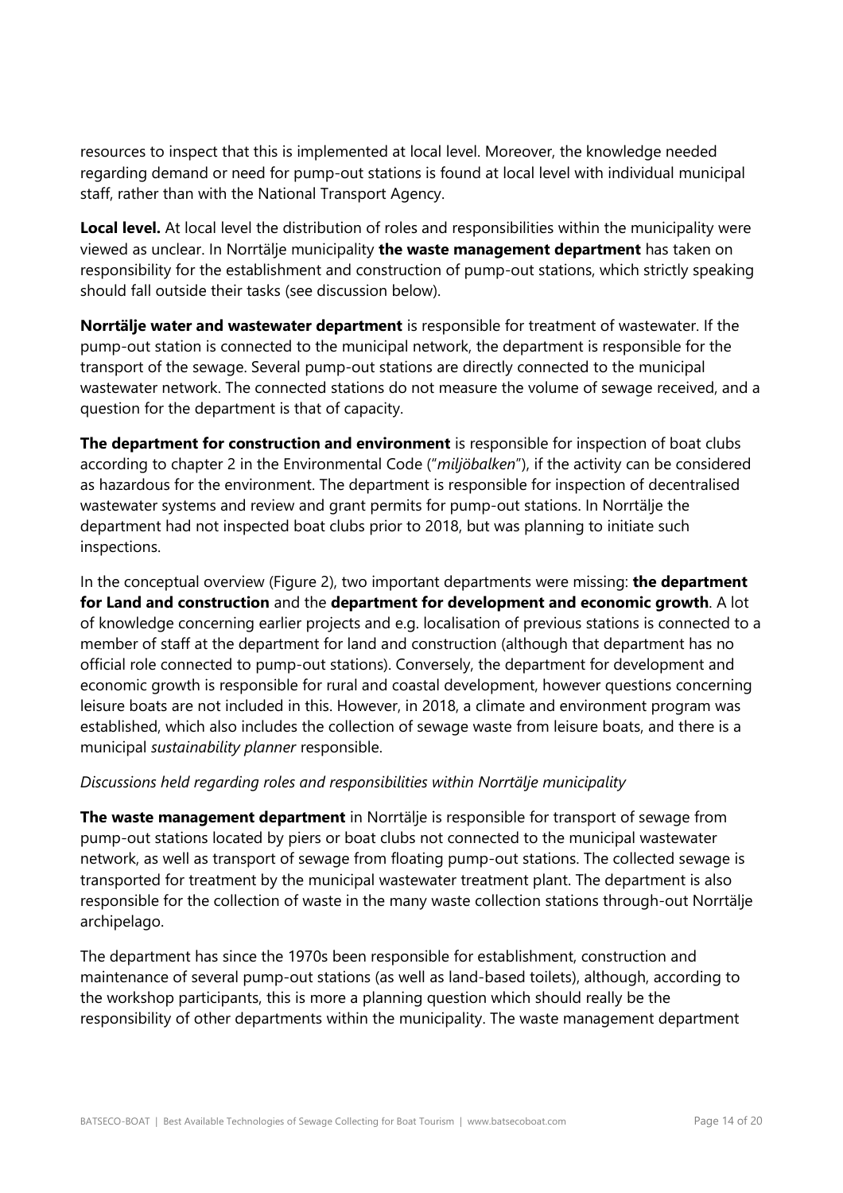resources to inspect that this is implemented at local level. Moreover, the knowledge needed regarding demand or need for pump-out stations is found at local level with individual municipal staff, rather than with the National Transport Agency.

**Local level.** At local level the distribution of roles and responsibilities within the municipality were viewed as unclear. In Norrtälje municipality **the waste management department** has taken on responsibility for the establishment and construction of pump-out stations, which strictly speaking should fall outside their tasks (see discussion below).

**Norrtälje water and wastewater department** is responsible for treatment of wastewater. If the pump-out station is connected to the municipal network, the department is responsible for the transport of the sewage. Several pump-out stations are directly connected to the municipal wastewater network. The connected stations do not measure the volume of sewage received, and a question for the department is that of capacity.

**The department for construction and environment** is responsible for inspection of boat clubs according to chapter 2 in the Environmental Code ("*miljöbalken*"), if the activity can be considered as hazardous for the environment. The department is responsible for inspection of decentralised wastewater systems and review and grant permits for pump-out stations. In Norrtälje the department had not inspected boat clubs prior to 2018, but was planning to initiate such inspections.

In the conceptual overview (Figure 2), two important departments were missing: **the department for Land and construction** and the **department for development and economic growth**. A lot of knowledge concerning earlier projects and e.g. localisation of previous stations is connected to a member of staff at the department for land and construction (although that department has no official role connected to pump-out stations). Conversely, the department for development and economic growth is responsible for rural and coastal development, however questions concerning leisure boats are not included in this. However, in 2018, a climate and environment program was established, which also includes the collection of sewage waste from leisure boats, and there is a municipal *sustainability planner* responsible.

*Discussions held regarding roles and responsibilities within Norrtälje municipality*

**The waste management department** in Norrtälje is responsible for transport of sewage from pump-out stations located by piers or boat clubs not connected to the municipal wastewater network, as well as transport of sewage from floating pump-out stations. The collected sewage is transported for treatment by the municipal wastewater treatment plant. The department is also responsible for the collection of waste in the many waste collection stations through-out Norrtälje archipelago.

The department has since the 1970s been responsible for establishment, construction and maintenance of several pump-out stations (as well as land-based toilets), although, according to the workshop participants, this is more a planning question which should really be the responsibility of other departments within the municipality. The waste management department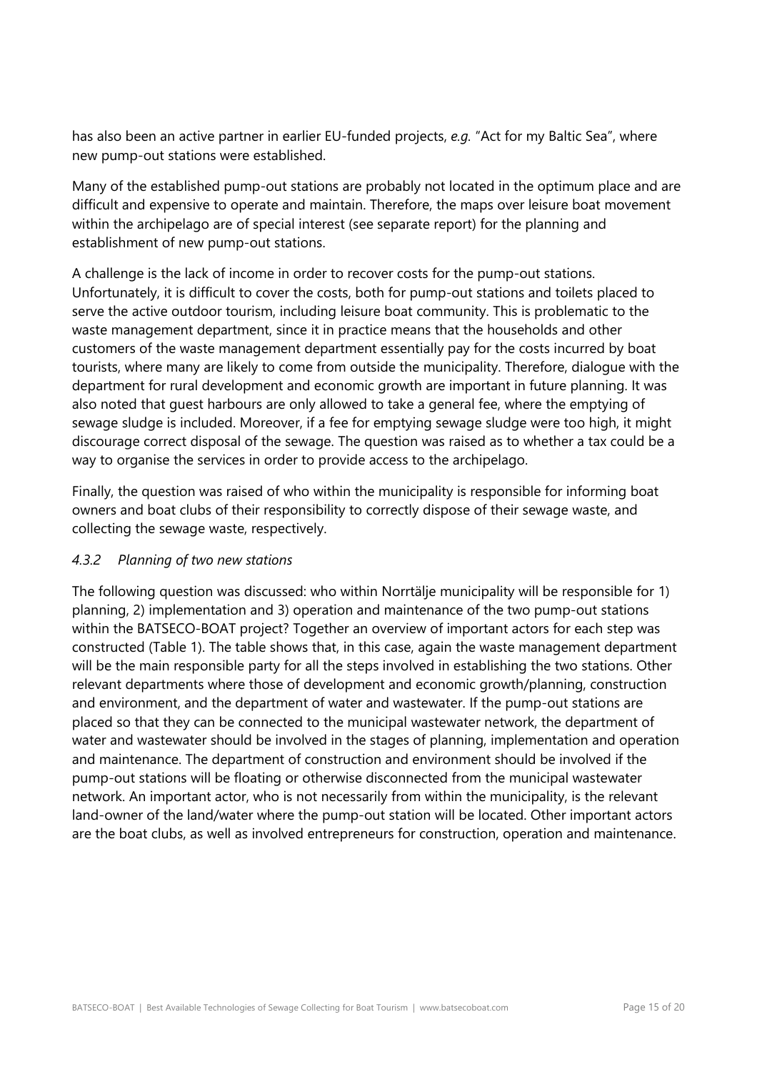has also been an active partner in earlier EU-funded projects, *e.g.* "Act for my Baltic Sea", where new pump-out stations were established.

Many of the established pump-out stations are probably not located in the optimum place and are difficult and expensive to operate and maintain. Therefore, the maps over leisure boat movement within the archipelago are of special interest (see separate report) for the planning and establishment of new pump-out stations.

A challenge is the lack of income in order to recover costs for the pump-out stations. Unfortunately, it is difficult to cover the costs, both for pump-out stations and toilets placed to serve the active outdoor tourism, including leisure boat community. This is problematic to the waste management department, since it in practice means that the households and other customers of the waste management department essentially pay for the costs incurred by boat tourists, where many are likely to come from outside the municipality. Therefore, dialogue with the department for rural development and economic growth are important in future planning. It was also noted that guest harbours are only allowed to take a general fee, where the emptying of sewage sludge is included. Moreover, if a fee for emptying sewage sludge were too high, it might discourage correct disposal of the sewage. The question was raised as to whether a tax could be a way to organise the services in order to provide access to the archipelago.

Finally, the question was raised of who within the municipality is responsible for informing boat owners and boat clubs of their responsibility to correctly dispose of their sewage waste, and collecting the sewage waste, respectively.

#### *4.3.2 Planning of two new stations*

The following question was discussed: who within Norrtälje municipality will be responsible for 1) planning, 2) implementation and 3) operation and maintenance of the two pump-out stations within the BATSECO-BOAT project? Together an overview of important actors for each step was constructed (Table 1). The table shows that, in this case, again the waste management department will be the main responsible party for all the steps involved in establishing the two stations. Other relevant departments where those of development and economic growth/planning, construction and environment, and the department of water and wastewater. If the pump-out stations are placed so that they can be connected to the municipal wastewater network, the department of water and wastewater should be involved in the stages of planning, implementation and operation and maintenance. The department of construction and environment should be involved if the pump-out stations will be floating or otherwise disconnected from the municipal wastewater network. An important actor, who is not necessarily from within the municipality, is the relevant land-owner of the land/water where the pump-out station will be located. Other important actors are the boat clubs, as well as involved entrepreneurs for construction, operation and maintenance.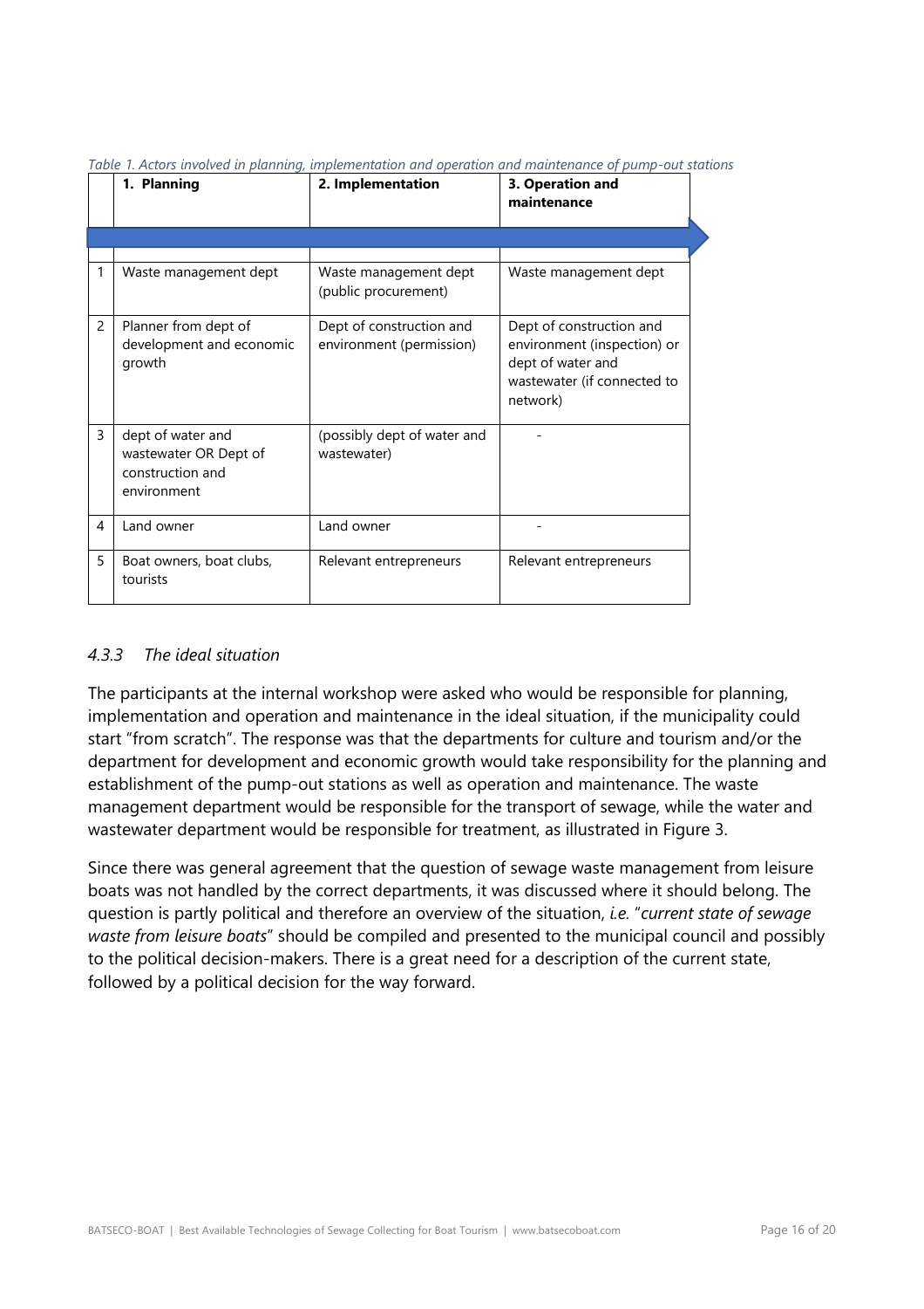*Table 1. Actors involved in planning, implementation and operation and maintenance of pump-out stations*

| | 1. Planning | 2. Implementation | 3. Operation and maintenance |
|---|---|---|---|
| 1 | Waste management dept | Waste management dept (public procurement) | Waste management dept |
| 2 | Planner from dept of development and economic growth | Dept of construction and environment (permission) | Dept of construction and environment (inspection) or dept of water and wastewater (if connected to network) |
| 3 | dept of water and wastewater OR Dept of construction and environment | (possibly dept of water and wastewater) | - |
| 4 | Land owner | Land owner | - |
| 5 | Boat owners, boat clubs, tourists | Relevant entrepreneurs | Relevant entrepreneurs |

### *4.3.3 The ideal situation*

The participants at the internal workshop were asked who would be responsible for planning, implementation and operation and maintenance in the ideal situation, if the municipality could start "from scratch". The response was that the departments for culture and tourism and/or the department for development and economic growth would take responsibility for the planning and establishment of the pump-out stations as well as operation and maintenance. The waste management department would be responsible for the transport of sewage, while the water and wastewater department would be responsible for treatment, as illustrated in Figure 3.

Since there was general agreement that the question of sewage waste management from leisure boats was not handled by the correct departments, it was discussed where it should belong. The question is partly political and therefore an overview of the situation, *i.e.* "*current state of sewage waste from leisure boats*" should be compiled and presented to the municipal council and possibly to the political decision-makers. There is a great need for a description of the current state, followed by a political decision for the way forward.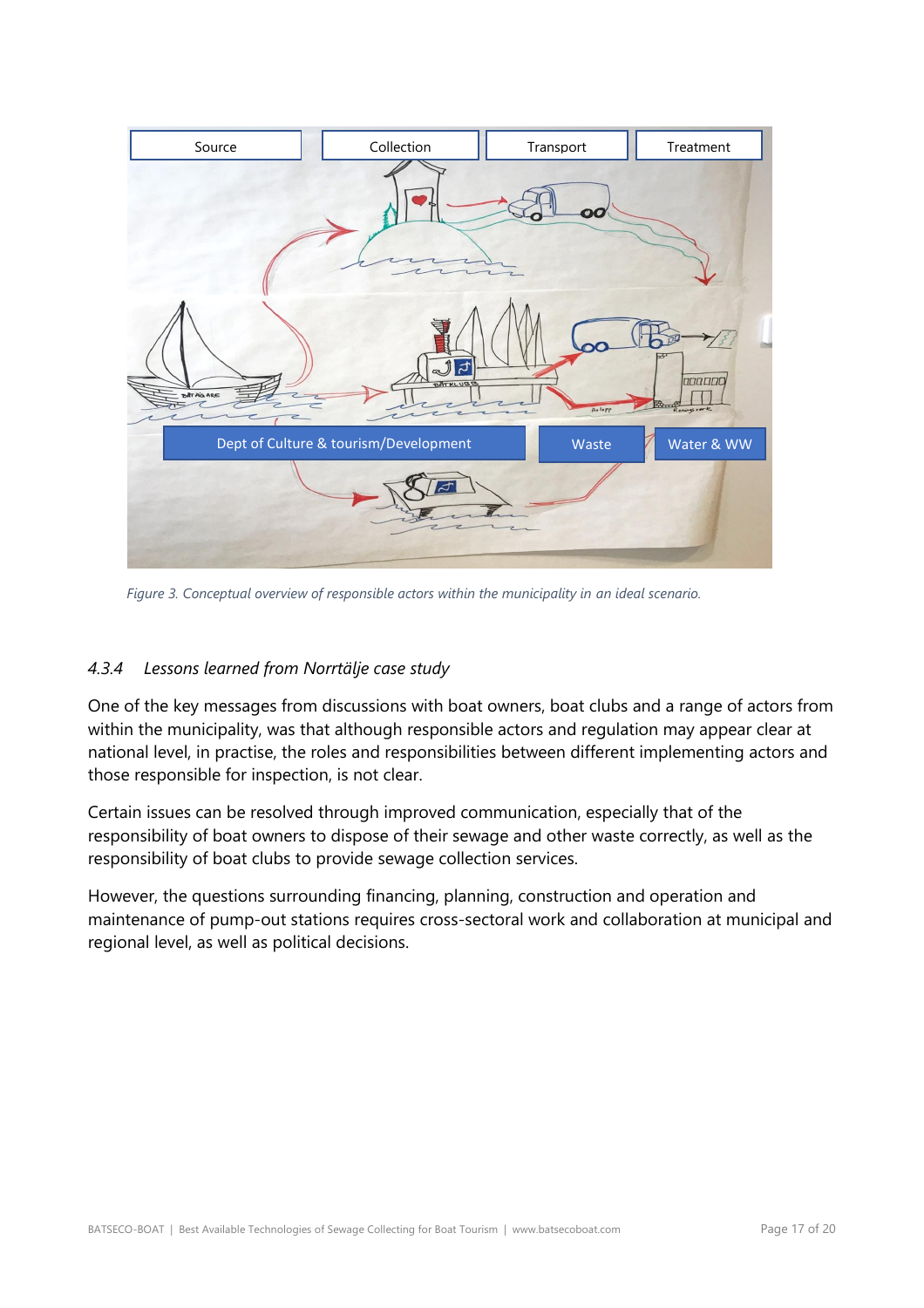*Figure 3. Conceptual overview of responsible actors within the municipality in an ideal scenario.*

### *4.3.4 Lessons learned from Norrtälje case study*

One of the key messages from discussions with boat owners, boat clubs and a range of actors from within the municipality, was that although responsible actors and regulation may appear clear at national level, in practise, the roles and responsibilities between different implementing actors and those responsible for inspection, is not clear.

Certain issues can be resolved through improved communication, especially that of the responsibility of boat owners to dispose of their sewage and other waste correctly, as well as the responsibility of boat clubs to provide sewage collection services.

However, the questions surrounding financing, planning, construction and operation and maintenance of pump-out stations requires cross-sectoral work and collaboration at municipal and regional level, as well as political decisions.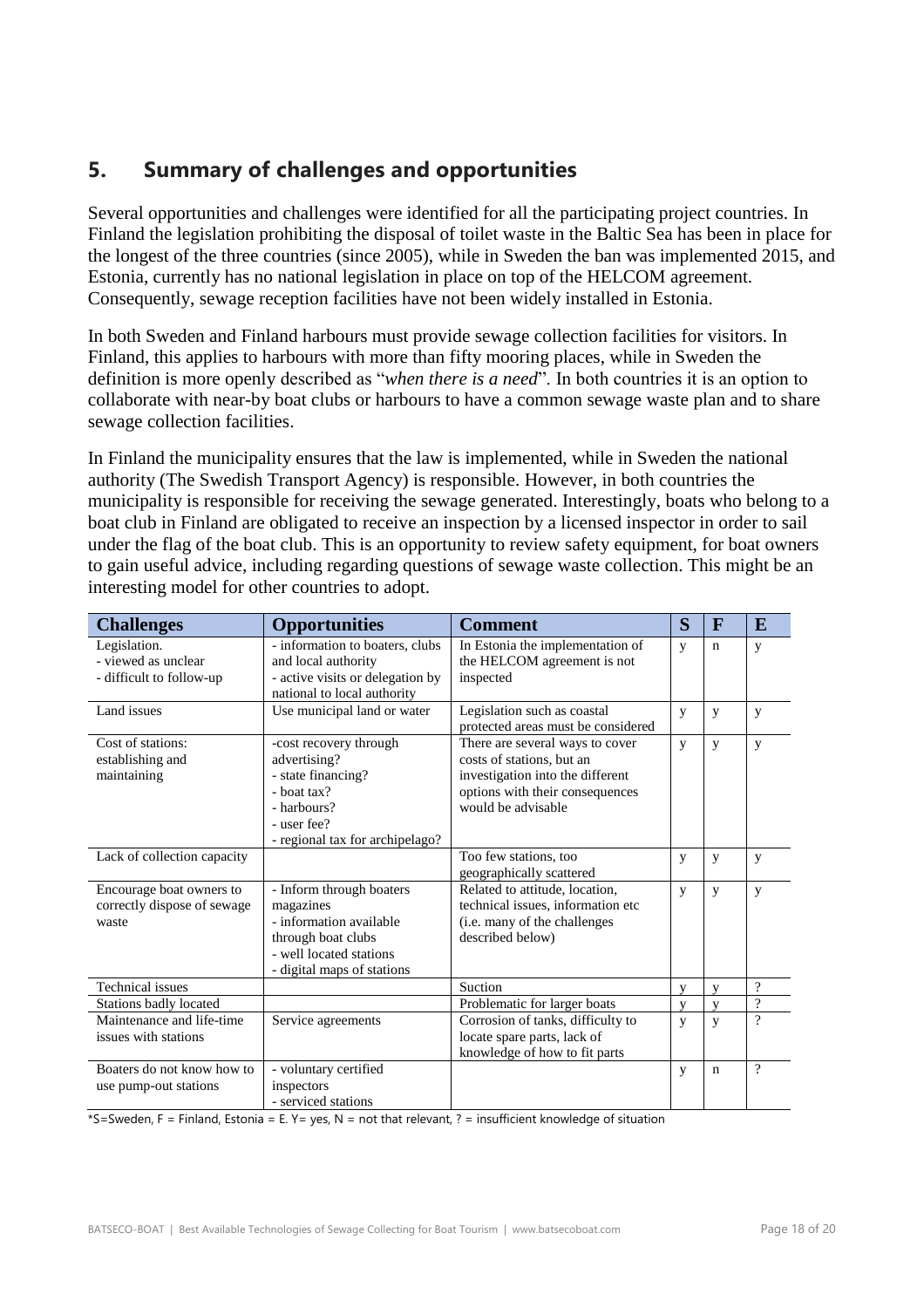## 5. Summary of challenges and opportunities

Several opportunities and challenges were identified for all the participating project countries. In Finland the legislation prohibiting the disposal of toilet waste in the Baltic Sea has been in place for the longest of the three countries (since 2005), while in Sweden the ban was implemented 2015, and Estonia, currently has no national legislation in place on top of the HELCOM agreement. Consequently, sewage reception facilities have not been widely installed in Estonia.

In both Sweden and Finland harbours must provide sewage collection facilities for visitors. In Finland, this applies to harbours with more than fifty mooring places, while in Sweden the definition is more openly described as "*when there is a need*". In both countries it is an option to collaborate with near-by boat clubs or harbours to have a common sewage waste plan and to share sewage collection facilities.

In Finland the municipality ensures that the law is implemented, while in Sweden the national authority (The Swedish Transport Agency) is responsible. However, in both countries the municipality is responsible for receiving the sewage generated. Interestingly, boats who belong to a boat club in Finland are obligated to receive an inspection by a licensed inspector in order to sail under the flag of the boat club. This is an opportunity to review safety equipment, for boat owners to gain useful advice, including regarding questions of sewage waste collection. This might be an interesting model for other countries to adopt.

| Challenges | Opportunities | Comment | S | F | E |
|---|---|---|---|---|---|
| Legislation.<br>- viewed as unclear<br>- difficult to follow-up | - information to boaters, clubs and local authority<br>- active visits or delegation by national to local authority | In Estonia the implementation of the HELCOM agreement is not inspected | y | n | y |
| Land issues | Use municipal land or water | Legislation such as coastal protected areas must be considered | y | y | y |
| Cost of stations:<br>establishing and maintaining | -cost recovery through advertising?<br>- state financing?<br>- boat tax?<br>- harbours?<br>- user fee?<br>- regional tax for archipelago? | There are several ways to cover costs of stations, but an investigation into the different options with their consequences would be advisable | y | y | y |
| Lack of collection capacity | | Too few stations, too geographically scattered | y | y | y |
| Encourage boat owners to correctly dispose of sewage waste | - Inform through boaters magazines<br>- information available through boat clubs<br>- well located stations<br>- digital maps of stations | Related to attitude, location, technical issues, information etc (i.e. many of the challenges described below) | y | y | y |
| Technical issues | | Suction | y | y | ? |
| Stations badly located | | Problematic for larger boats | y | y | ? |
| Maintenance and life-time issues with stations | Service agreements | Corrosion of tanks, difficulty to locate spare parts, lack of knowledge of how to fit parts | y | y | ? |
| Boaters do not know how to use pump-out stations | - voluntary certified inspectors<br>- serviced stations | | y | n | ? |

*S=Sweden, F = Finland, Estonia = E. Y= yes, N = not that relevant, ? = insufficient knowledge of situation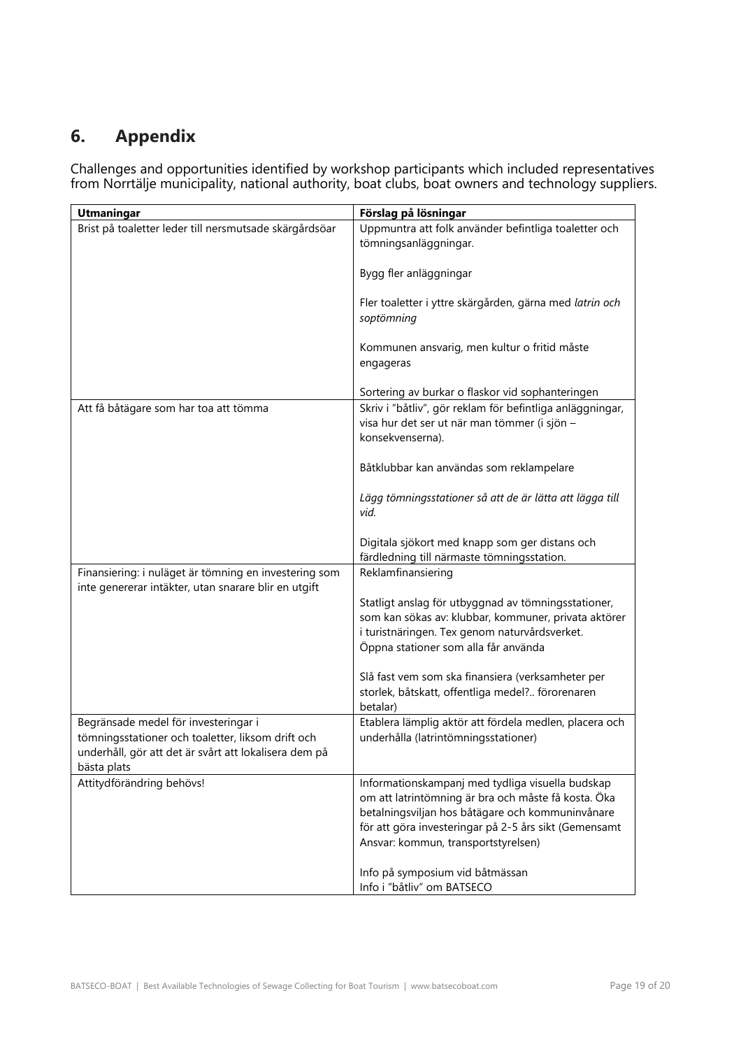# 6. Appendix

Challenges and opportunities identified by workshop participants which included representatives from Norrtälje municipality, national authority, boat clubs, boat owners and technology suppliers.

| Utmaningar | Förslag på lösningar |
|---|---|
| Brist på toaletter leder till nersmutsade skärgårdsöar | Uppmuntra att folk använder befintliga toaletter och tömningsanläggningar.<br><br>Bygg fler anläggningar<br><br>Fler toaletter i yttre skärgården, gärna med *latrin och soptömning*<br><br>Kommunen ansvarig, men kultur o fritid måste engageras<br><br>Sortering av burkar o flaskor vid sophanteringen |
| Att få båtägare som har toa att tömma | Skriv i "båtliv", gör reklam för befintliga anläggningar, visa hur det ser ut när man tömmer (i sjön – konsekvenserna).<br><br>Båtklubbar kan användas som reklampelare<br><br>*Lägg tömningsstationer så att de är lätta att lägga till vid.*<br><br>Digitala sjökort med knapp som ger distans och färdledning till närmaste tömningsstation. |
| Finansiering: i nuläget är tömning en investering som inte genererar intäkter, utan snarare blir en utgift | Reklamfinansiering<br><br>Statligt anslag för utbyggnad av tömningsstationer, som kan sökas av: klubbar, kommuner, privata aktörer i turistnäringen. Tex genom naturvårdsverket. Öppna stationer som alla får använda<br><br>Slå fast vem som ska finansiera (verksamheter per storlek, båtskatt, offentliga medel?.. förorenaren betalar) |
| Begränsade medel för investeringar i tömningsstationer och toaletter, liksom drift och underhåll, gör att det är svårt att lokalisera dem på bästa plats | Etablera lämplig aktör att fördela medlen, placera och underhålla (latrintömningsstationer) |
| Attitydförändring behövs! | Informationskampanj med tydliga visuella budskap om att latrintömning är bra och måste få kosta. Öka betalningsviljan hos båtägare och kommuninvånare för att göra investeringar på 2-5 års sikt (Gemensamt Ansvar: kommun, transportstyrelsen)<br><br>Info på symposium vid båtmässan<br>Info i "båtliv" om BATSECO |